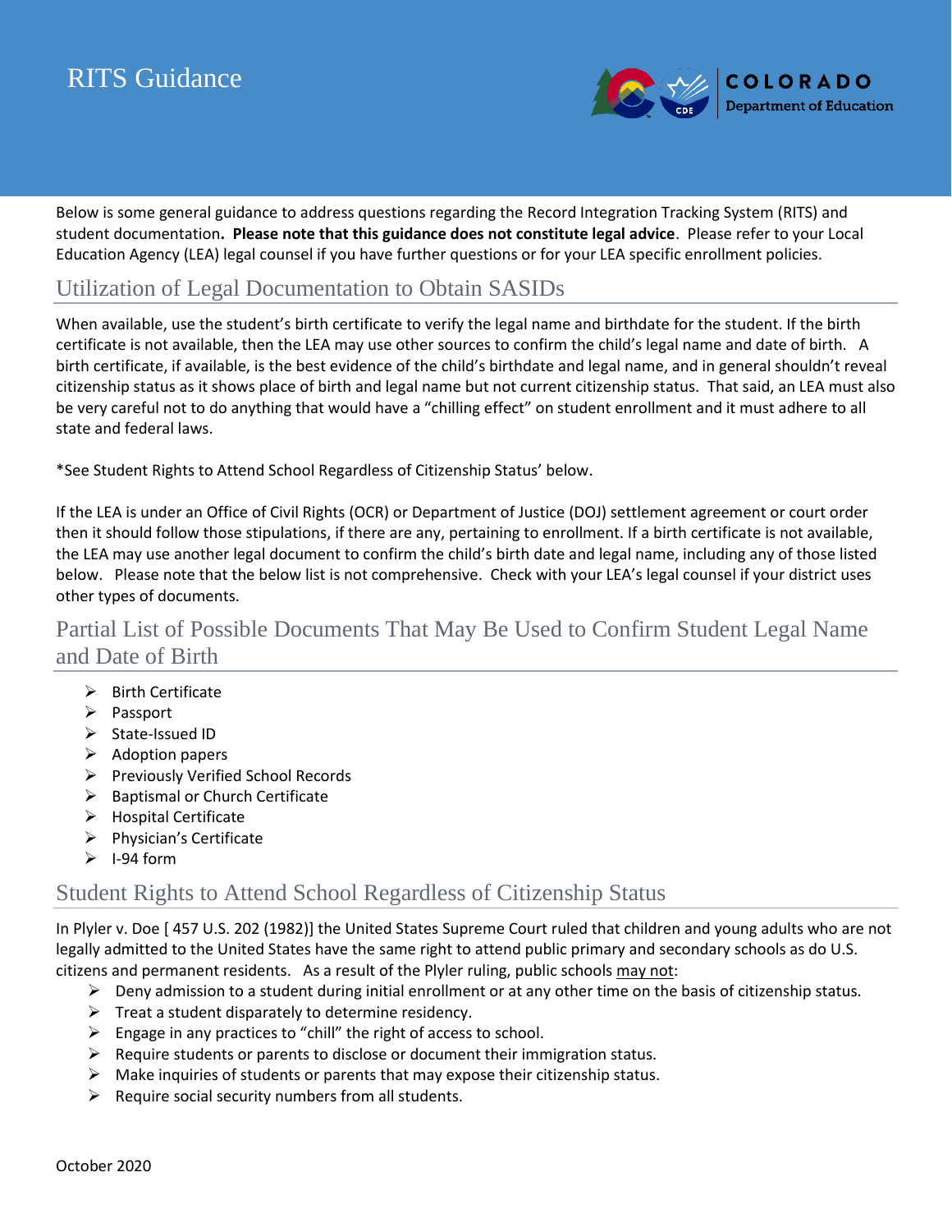# RITS Guidance

COLORADO Department of Education

Below is some general guidance to address questions regarding the Record Integration Tracking System (RITS) and student documentation**. Please note that this guidance does not constitute legal advice**. Please refer to your Local Education Agency (LEA) legal counsel if you have further questions or for your LEA specific enrollment policies.

## Utilization of Legal Documentation to Obtain SASIDs

When available, use the student's birth certificate to verify the legal name and birthdate for the student. If the birth certificate is not available, then the LEA may use other sources to confirm the child's legal name and date of birth. A birth certificate, if available, is the best evidence of the child's birthdate and legal name, and in general shouldn't reveal citizenship status as it shows place of birth and legal name but not current citizenship status. That said, an LEA must also be very careful not to do anything that would have a "chilling effect" on student enrollment and it must adhere to all state and federal laws.

*See Student Rights to Attend School Regardless of Citizenship Status' below.

If the LEA is under an Office of Civil Rights (OCR) or Department of Justice (DOJ) settlement agreement or court order then it should follow those stipulations, if there are any, pertaining to enrollment. If a birth certificate is not available, the LEA may use another legal document to confirm the child's birth date and legal name, including any of those listed below. Please note that the below list is not comprehensive. Check with your LEA's legal counsel if your district uses other types of documents.

## Partial List of Possible Documents That May Be Used to Confirm Student Legal Name and Date of Birth

- Birth Certificate
- Passport
- State-Issued ID
- Adoption papers
- Previously Verified School Records
- Baptismal or Church Certificate
- Hospital Certificate
- Physician's Certificate
- I-94 form

## Student Rights to Attend School Regardless of Citizenship Status

In Plyler v. Doe [ 457 U.S. 202 (1982)] the United States Supreme Court ruled that children and young adults who are not legally admitted to the United States have the same right to attend public primary and secondary schools as do U.S. citizens and permanent residents. As a result of the Plyler ruling, public schools may not:

- Deny admission to a student during initial enrollment or at any other time on the basis of citizenship status.
- Treat a student disparately to determine residency.
- Engage in any practices to "chill" the right of access to school.
- Require students or parents to disclose or document their immigration status.
- Make inquiries of students or parents that may expose their citizenship status.
- Require social security numbers from all students.

October 2020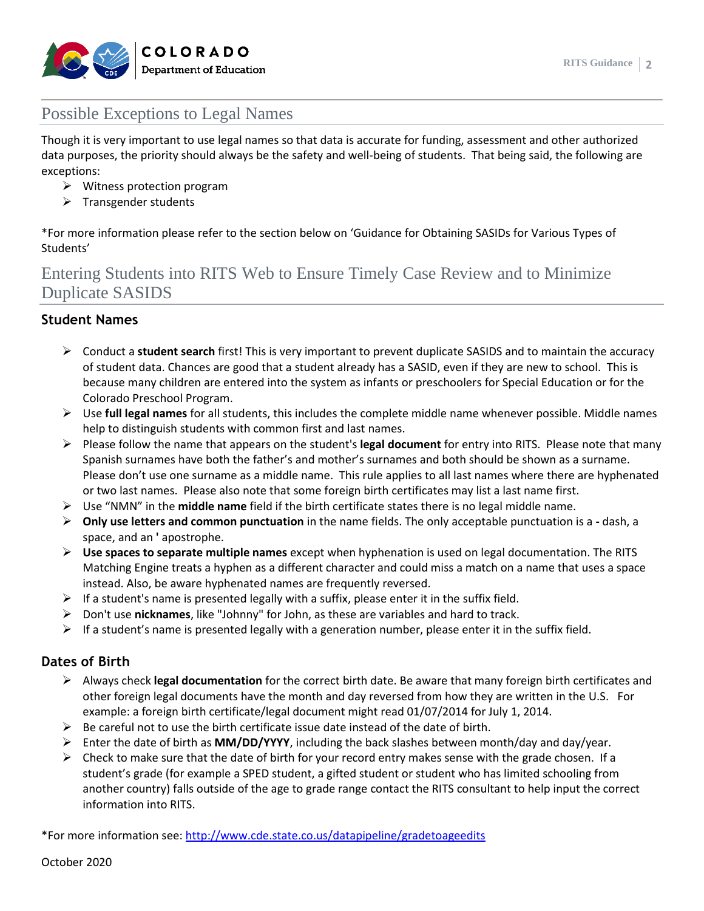## Possible Exceptions to Legal Names

Though it is very important to use legal names so that data is accurate for funding, assessment and other authorized data purposes, the priority should always be the safety and well-being of students. That being said, the following are exceptions:

- Witness protection program
- Transgender students

*For more information please refer to the section below on 'Guidance for Obtaining SASIDs for Various Types of Students'

## Entering Students into RITS Web to Ensure Timely Case Review and to Minimize Duplicate SASIDS

### Student Names

- Conduct a **student search** first! This is very important to prevent duplicate SASIDS and to maintain the accuracy of student data. Chances are good that a student already has a SASID, even if they are new to school. This is because many children are entered into the system as infants or preschoolers for Special Education or for the Colorado Preschool Program.
- Use **full legal names** for all students, this includes the complete middle name whenever possible. Middle names help to distinguish students with common first and last names.
- Please follow the name that appears on the student's **legal document** for entry into RITS. Please note that many Spanish surnames have both the father's and mother's surnames and both should be shown as a surname. Please don't use one surname as a middle name. This rule applies to all last names where there are hyphenated or two last names. Please also note that some foreign birth certificates may list a last name first.
- Use "NMN" in the **middle name** field if the birth certificate states there is no legal middle name.
- **Only use letters and common punctuation** in the name fields. The only acceptable punctuation is a **-** dash, a space, and an **'** apostrophe.
- **Use spaces to separate multiple names** except when hyphenation is used on legal documentation. The RITS Matching Engine treats a hyphen as a different character and could miss a match on a name that uses a space instead. Also, be aware hyphenated names are frequently reversed.
- If a student's name is presented legally with a suffix, please enter it in the suffix field.
- Don't use **nicknames**, like "Johnny" for John, as these are variables and hard to track.
- If a student's name is presented legally with a generation number, please enter it in the suffix field.

### Dates of Birth

- Always check **legal documentation** for the correct birth date. Be aware that many foreign birth certificates and other foreign legal documents have the month and day reversed from how they are written in the U.S. For example: a foreign birth certificate/legal document might read 01/07/2014 for July 1, 2014.
- Be careful not to use the birth certificate issue date instead of the date of birth.
- Enter the date of birth as **MM/DD/YYYY**, including the back slashes between month/day and day/year.
- Check to make sure that the date of birth for your record entry makes sense with the grade chosen. If a student's grade (for example a SPED student, a gifted student or student who has limited schooling from another country) falls outside of the age to grade range contact the RITS consultant to help input the correct information into RITS.

*For more information see: http://www.cde.state.co.us/datapipeline/gradetoageedits

October 2020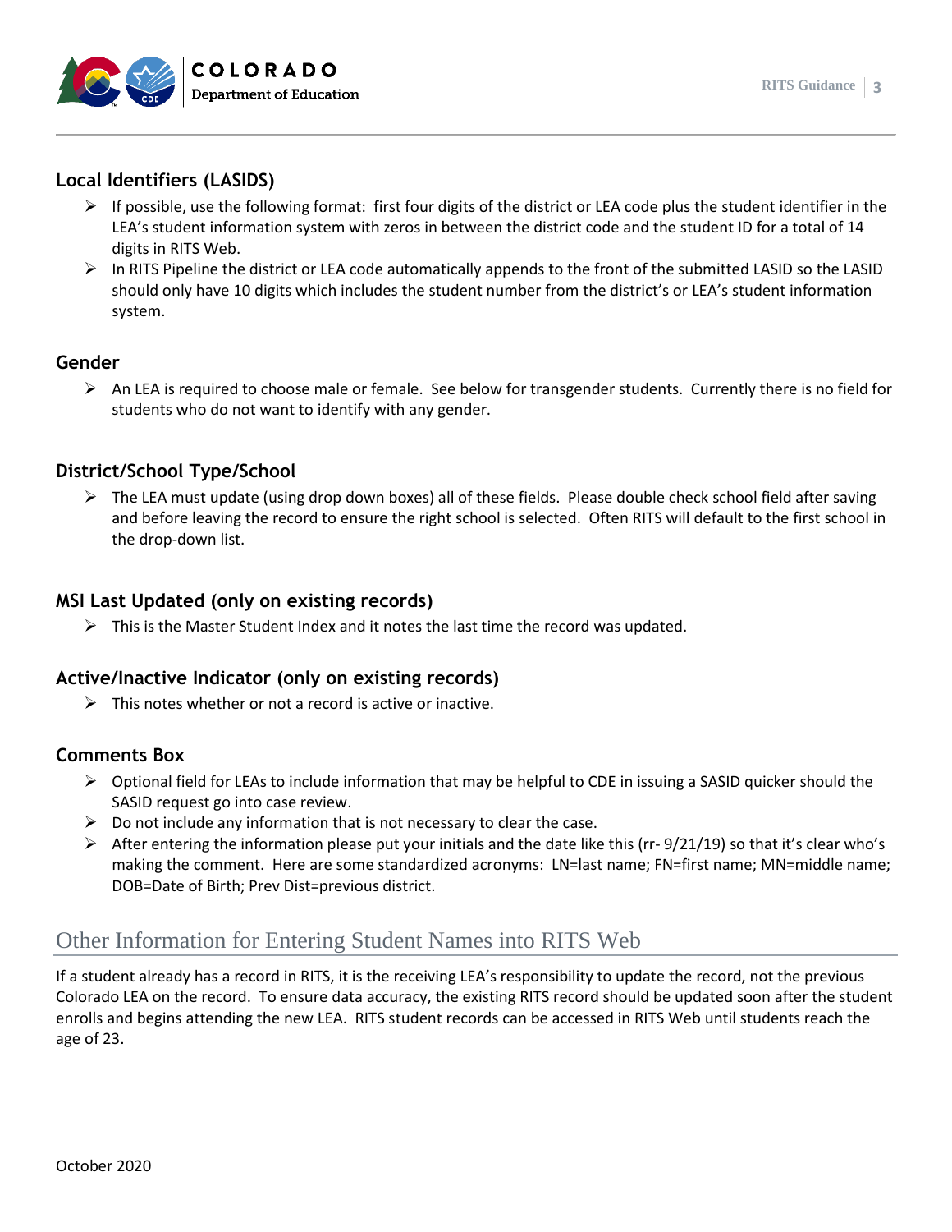### Local Identifiers (LASIDS)

- If possible, use the following format: first four digits of the district or LEA code plus the student identifier in the LEA's student information system with zeros in between the district code and the student ID for a total of 14 digits in RITS Web.
- In RITS Pipeline the district or LEA code automatically appends to the front of the submitted LASID so the LASID should only have 10 digits which includes the student number from the district's or LEA's student information system.

### Gender

- An LEA is required to choose male or female. See below for transgender students. Currently there is no field for students who do not want to identify with any gender.

### District/School Type/School

- The LEA must update (using drop down boxes) all of these fields. Please double check school field after saving and before leaving the record to ensure the right school is selected. Often RITS will default to the first school in the drop-down list.

### MSI Last Updated (only on existing records)

- This is the Master Student Index and it notes the last time the record was updated.

### Active/Inactive Indicator (only on existing records)

- This notes whether or not a record is active or inactive.

### Comments Box

- Optional field for LEAs to include information that may be helpful to CDE in issuing a SASID quicker should the SASID request go into case review.
- Do not include any information that is not necessary to clear the case.
- After entering the information please put your initials and the date like this (rr- 9/21/19) so that it's clear who's making the comment. Here are some standardized acronyms: LN=last name; FN=first name; MN=middle name; DOB=Date of Birth; Prev Dist=previous district.

## Other Information for Entering Student Names into RITS Web

If a student already has a record in RITS, it is the receiving LEA's responsibility to update the record, not the previous Colorado LEA on the record. To ensure data accuracy, the existing RITS record should be updated soon after the student enrolls and begins attending the new LEA. RITS student records can be accessed in RITS Web until students reach the age of 23.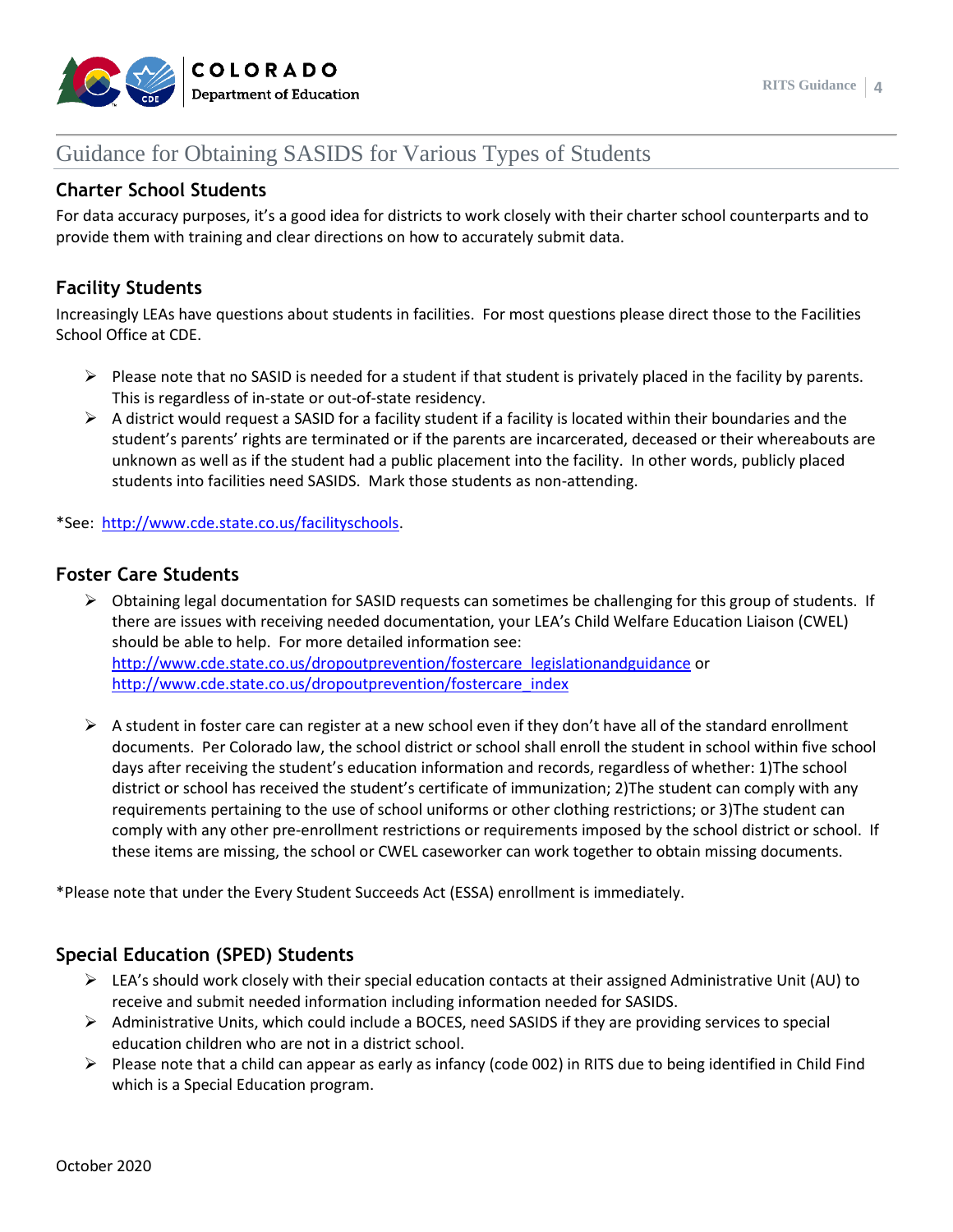# Guidance for Obtaining SASIDS for Various Types of Students

## Charter School Students

For data accuracy purposes, it's a good idea for districts to work closely with their charter school counterparts and to provide them with training and clear directions on how to accurately submit data.

## Facility Students

Increasingly LEAs have questions about students in facilities. For most questions please direct those to the Facilities School Office at CDE.

- Please note that no SASID is needed for a student if that student is privately placed in the facility by parents. This is regardless of in-state or out-of-state residency.
- A district would request a SASID for a facility student if a facility is located within their boundaries and the student's parents' rights are terminated or if the parents are incarcerated, deceased or their whereabouts are unknown as well as if the student had a public placement into the facility. In other words, publicly placed students into facilities need SASIDS. Mark those students as non-attending.

*See: http://www.cde.state.co.us/facilityschools.

## Foster Care Students

- Obtaining legal documentation for SASID requests can sometimes be challenging for this group of students. If there are issues with receiving needed documentation, your LEA's Child Welfare Education Liaison (CWEL) should be able to help. For more detailed information see: http://www.cde.state.co.us/dropoutprevention/fostercare_legislationandguidance or http://www.cde.state.co.us/dropoutprevention/fostercare_index

- A student in foster care can register at a new school even if they don't have all of the standard enrollment documents. Per Colorado law, the school district or school shall enroll the student in school within five school days after receiving the student's education information and records, regardless of whether: 1)The school district or school has received the student's certificate of immunization; 2)The student can comply with any requirements pertaining to the use of school uniforms or other clothing restrictions; or 3)The student can comply with any other pre-enrollment restrictions or requirements imposed by the school district or school. If these items are missing, the school or CWEL caseworker can work together to obtain missing documents.

*Please note that under the Every Student Succeeds Act (ESSA) enrollment is immediately.

## Special Education (SPED) Students

- LEA's should work closely with their special education contacts at their assigned Administrative Unit (AU) to receive and submit needed information including information needed for SASIDS.
- Administrative Units, which could include a BOCES, need SASIDS if they are providing services to special education children who are not in a district school.
- Please note that a child can appear as early as infancy (code 002) in RITS due to being identified in Child Find which is a Special Education program.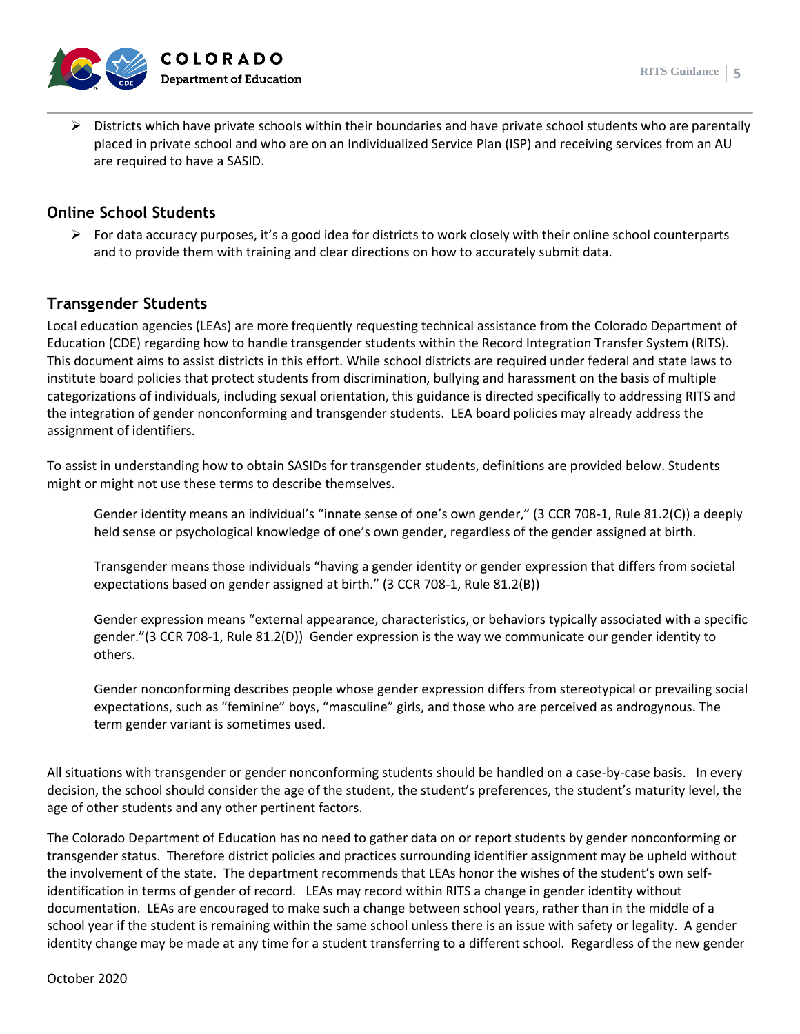- Districts which have private schools within their boundaries and have private school students who are parentally placed in private school and who are on an Individualized Service Plan (ISP) and receiving services from an AU are required to have a SASID.

## Online School Students

- For data accuracy purposes, it's a good idea for districts to work closely with their online school counterparts and to provide them with training and clear directions on how to accurately submit data.

## Transgender Students

Local education agencies (LEAs) are more frequently requesting technical assistance from the Colorado Department of Education (CDE) regarding how to handle transgender students within the Record Integration Transfer System (RITS). This document aims to assist districts in this effort. While school districts are required under federal and state laws to institute board policies that protect students from discrimination, bullying and harassment on the basis of multiple categorizations of individuals, including sexual orientation, this guidance is directed specifically to addressing RITS and the integration of gender nonconforming and transgender students. LEA board policies may already address the assignment of identifiers.

To assist in understanding how to obtain SASIDs for transgender students, definitions are provided below. Students might or might not use these terms to describe themselves.

> Gender identity means an individual's "innate sense of one's own gender," (3 CCR 708-1, Rule 81.2(C)) a deeply held sense or psychological knowledge of one's own gender, regardless of the gender assigned at birth.
>
> Transgender means those individuals "having a gender identity or gender expression that differs from societal expectations based on gender assigned at birth." (3 CCR 708-1, Rule 81.2(B))
>
> Gender expression means "external appearance, characteristics, or behaviors typically associated with a specific gender."(3 CCR 708-1, Rule 81.2(D)) Gender expression is the way we communicate our gender identity to others.
>
> Gender nonconforming describes people whose gender expression differs from stereotypical or prevailing social expectations, such as "feminine" boys, "masculine" girls, and those who are perceived as androgynous. The term gender variant is sometimes used.

All situations with transgender or gender nonconforming students should be handled on a case-by-case basis. In every decision, the school should consider the age of the student, the student's preferences, the student's maturity level, the age of other students and any other pertinent factors.

The Colorado Department of Education has no need to gather data on or report students by gender nonconforming or transgender status. Therefore district policies and practices surrounding identifier assignment may be upheld without the involvement of the state. The department recommends that LEAs honor the wishes of the student's own self-identification in terms of gender of record. LEAs may record within RITS a change in gender identity without documentation. LEAs are encouraged to make such a change between school years, rather than in the middle of a school year if the student is remaining within the same school unless there is an issue with safety or legality. A gender identity change may be made at any time for a student transferring to a different school. Regardless of the new gender

October 2020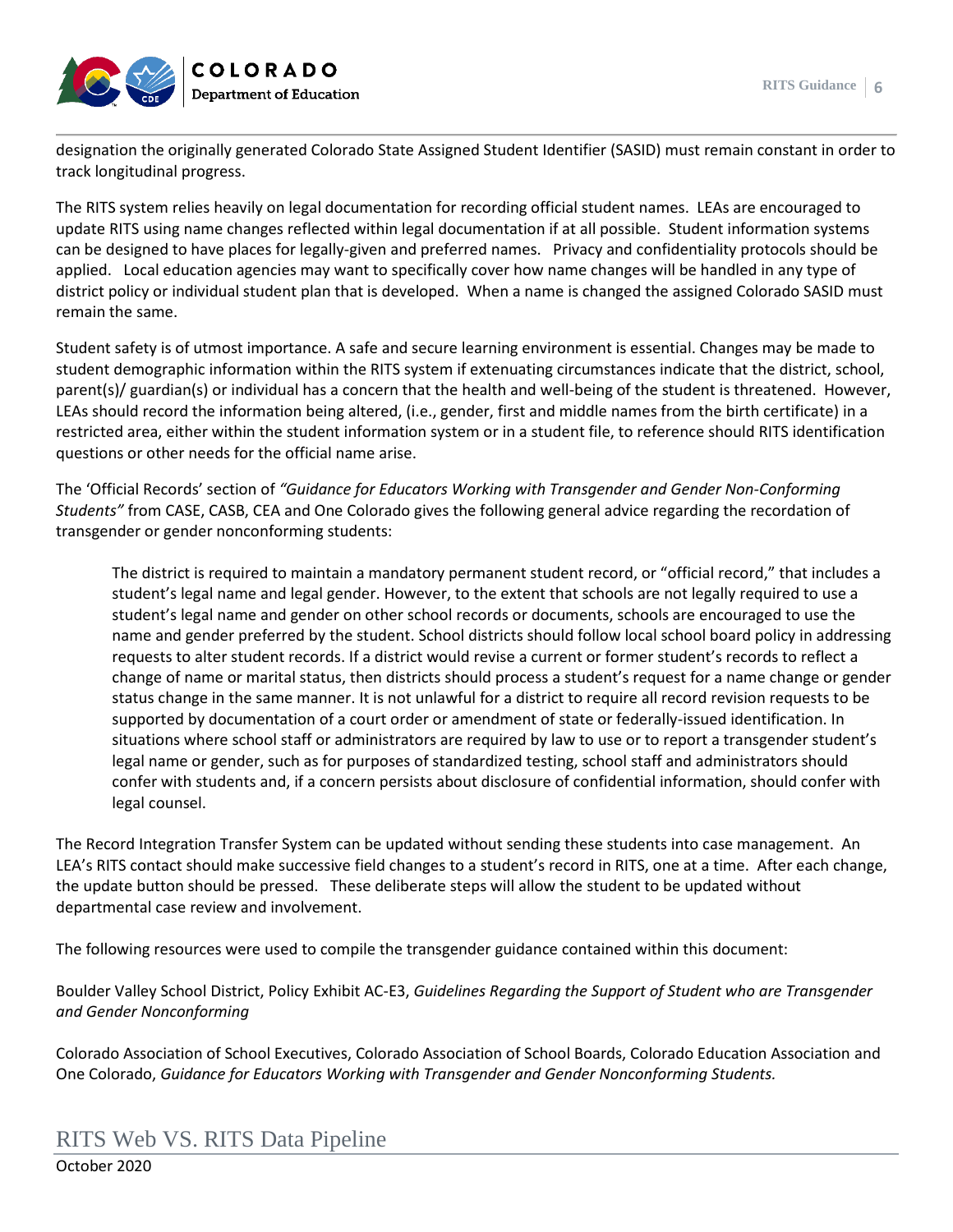designation the originally generated Colorado State Assigned Student Identifier (SASID) must remain constant in order to track longitudinal progress.

The RITS system relies heavily on legal documentation for recording official student names. LEAs are encouraged to update RITS using name changes reflected within legal documentation if at all possible. Student information systems can be designed to have places for legally-given and preferred names. Privacy and confidentiality protocols should be applied. Local education agencies may want to specifically cover how name changes will be handled in any type of district policy or individual student plan that is developed. When a name is changed the assigned Colorado SASID must remain the same.

Student safety is of utmost importance. A safe and secure learning environment is essential. Changes may be made to student demographic information within the RITS system if extenuating circumstances indicate that the district, school, parent(s)/ guardian(s) or individual has a concern that the health and well-being of the student is threatened. However, LEAs should record the information being altered, (i.e., gender, first and middle names from the birth certificate) in a restricted area, either within the student information system or in a student file, to reference should RITS identification questions or other needs for the official name arise.

The 'Official Records' section of *"Guidance for Educators Working with Transgender and Gender Non-Conforming Students"* from CASE, CASB, CEA and One Colorado gives the following general advice regarding the recordation of transgender or gender nonconforming students:

> The district is required to maintain a mandatory permanent student record, or "official record," that includes a student's legal name and legal gender. However, to the extent that schools are not legally required to use a student's legal name and gender on other school records or documents, schools are encouraged to use the name and gender preferred by the student. School districts should follow local school board policy in addressing requests to alter student records. If a district would revise a current or former student's records to reflect a change of name or marital status, then districts should process a student's request for a name change or gender status change in the same manner. It is not unlawful for a district to require all record revision requests to be supported by documentation of a court order or amendment of state or federally-issued identification. In situations where school staff or administrators are required by law to use or to report a transgender student's legal name or gender, such as for purposes of standardized testing, school staff and administrators should confer with students and, if a concern persists about disclosure of confidential information, should confer with legal counsel.

The Record Integration Transfer System can be updated without sending these students into case management. An LEA's RITS contact should make successive field changes to a student's record in RITS, one at a time. After each change, the update button should be pressed. These deliberate steps will allow the student to be updated without departmental case review and involvement.

The following resources were used to compile the transgender guidance contained within this document:

Boulder Valley School District, Policy Exhibit AC-E3, *Guidelines Regarding the Support of Student who are Transgender and Gender Nonconforming*

Colorado Association of School Executives, Colorado Association of School Boards, Colorado Education Association and One Colorado, *Guidance for Educators Working with Transgender and Gender Nonconforming Students.*

## RITS Web VS. RITS Data Pipeline

October 2020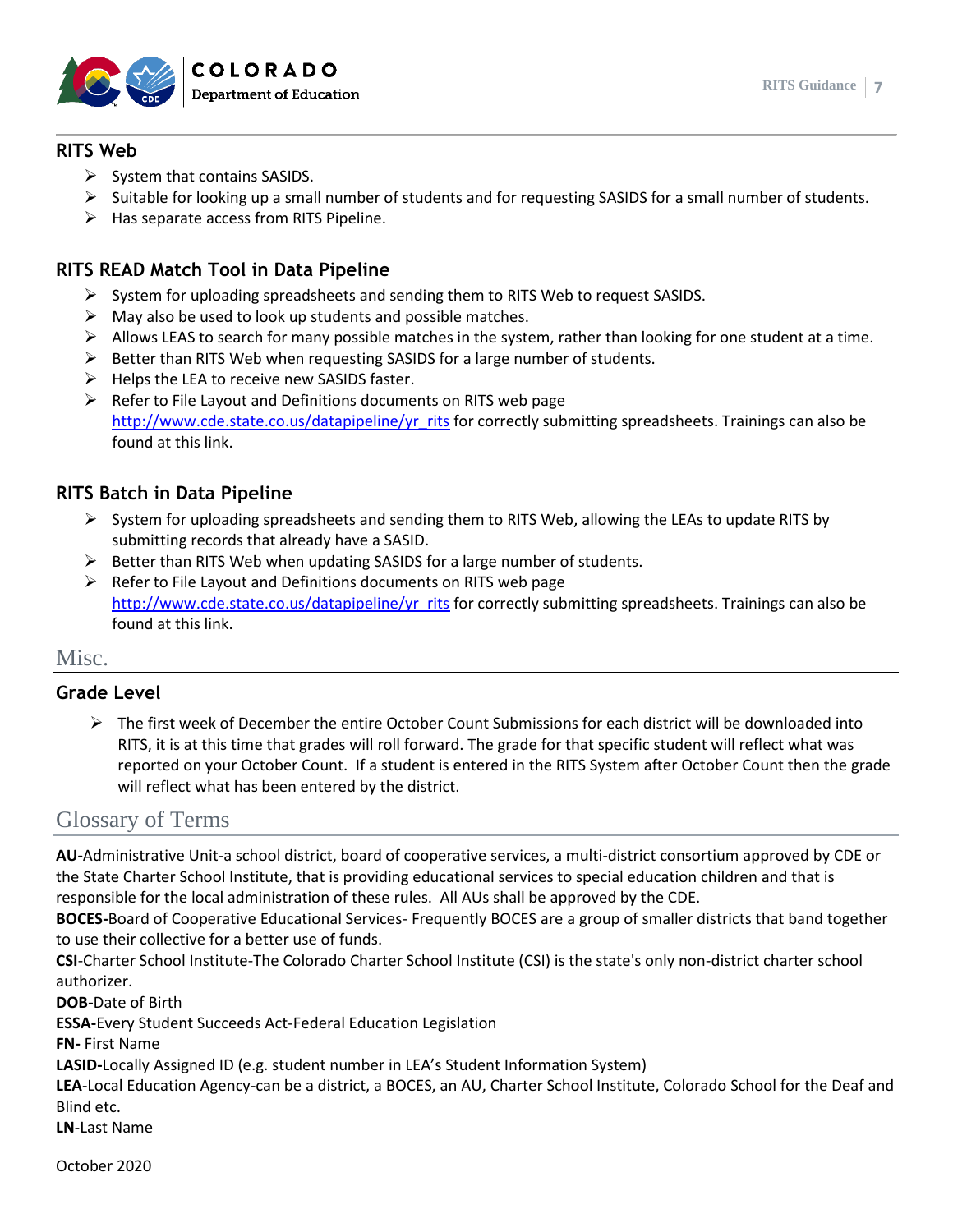### RITS Web

- System that contains SASIDS.
- Suitable for looking up a small number of students and for requesting SASIDS for a small number of students.
- Has separate access from RITS Pipeline.

### RITS READ Match Tool in Data Pipeline

- System for uploading spreadsheets and sending them to RITS Web to request SASIDS.
- May also be used to look up students and possible matches.
- Allows LEAS to search for many possible matches in the system, rather than looking for one student at a time.
- Better than RITS Web when requesting SASIDS for a large number of students.
- Helps the LEA to receive new SASIDS faster.
- Refer to File Layout and Definitions documents on RITS web page http://www.cde.state.co.us/datapipeline/yr_rits for correctly submitting spreadsheets. Trainings can also be found at this link.

### RITS Batch in Data Pipeline

- System for uploading spreadsheets and sending them to RITS Web, allowing the LEAs to update RITS by submitting records that already have a SASID.
- Better than RITS Web when updating SASIDS for a large number of students.
- Refer to File Layout and Definitions documents on RITS web page http://www.cde.state.co.us/datapipeline/yr_rits for correctly submitting spreadsheets. Trainings can also be found at this link.

## Misc.

### Grade Level

- The first week of December the entire October Count Submissions for each district will be downloaded into RITS, it is at this time that grades will roll forward. The grade for that specific student will reflect what was reported on your October Count. If a student is entered in the RITS System after October Count then the grade will reflect what has been entered by the district.

## Glossary of Terms

**AU-**Administrative Unit-a school district, board of cooperative services, a multi-district consortium approved by CDE or the State Charter School Institute, that is providing educational services to special education children and that is responsible for the local administration of these rules. All AUs shall be approved by the CDE.
**BOCES-**Board of Cooperative Educational Services- Frequently BOCES are a group of smaller districts that band together to use their collective for a better use of funds.
**CSI**-Charter School Institute-The Colorado Charter School Institute (CSI) is the state's only non-district charter school authorizer.
**DOB-**Date of Birth
**ESSA-**Every Student Succeeds Act-Federal Education Legislation
**FN-** First Name
**LASID-**Locally Assigned ID (e.g. student number in LEA's Student Information System)
**LEA**-Local Education Agency-can be a district, a BOCES, an AU, Charter School Institute, Colorado School for the Deaf and Blind etc.
**LN**-Last Name

October 2020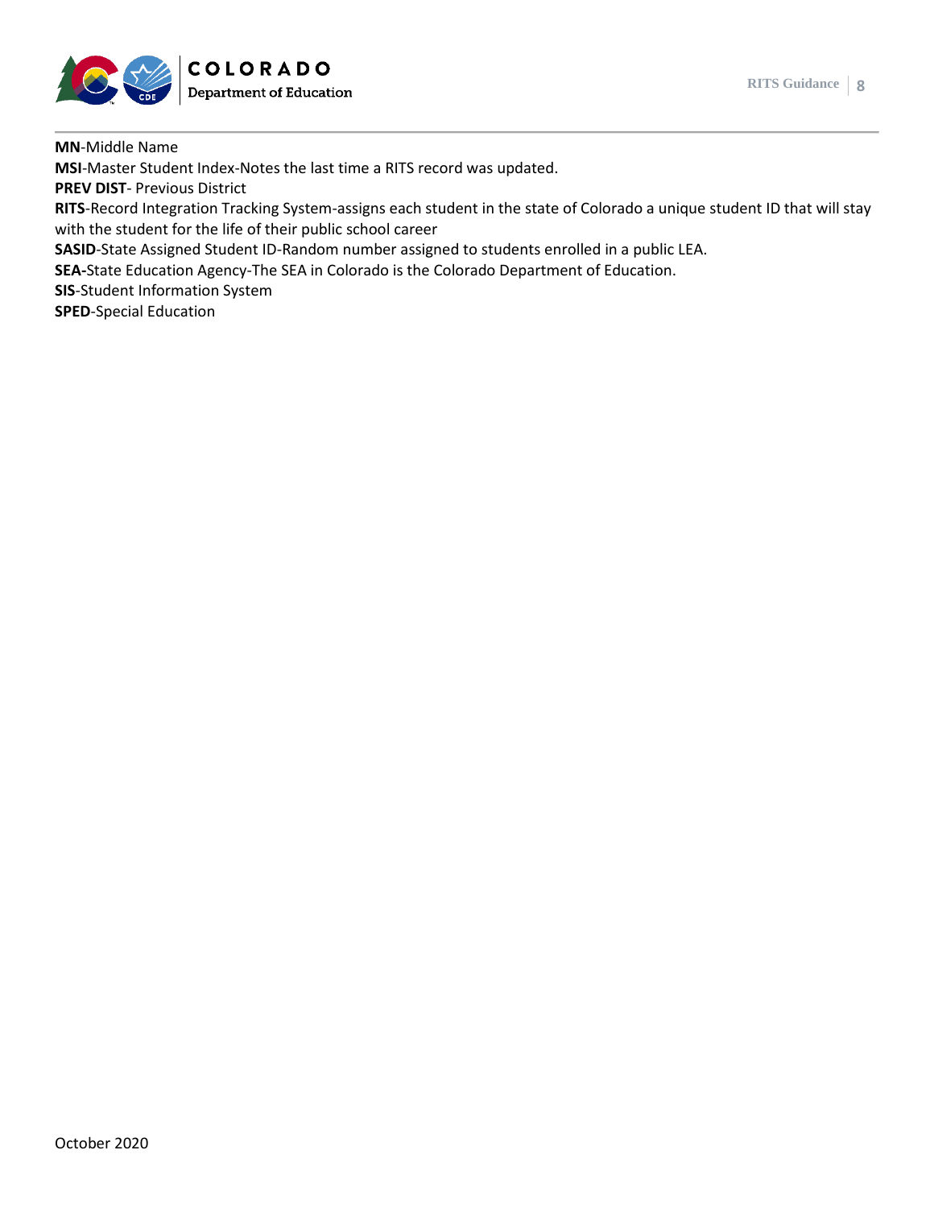**MN**-Middle Name

**MSI**-Master Student Index-Notes the last time a RITS record was updated.

**PREV DIST**- Previous District

**RITS**-Record Integration Tracking System-assigns each student in the state of Colorado a unique student ID that will stay with the student for the life of their public school career

**SASID**-State Assigned Student ID-Random number assigned to students enrolled in a public LEA.

**SEA-**State Education Agency-The SEA in Colorado is the Colorado Department of Education.

**SIS**-Student Information System

**SPED**-Special Education